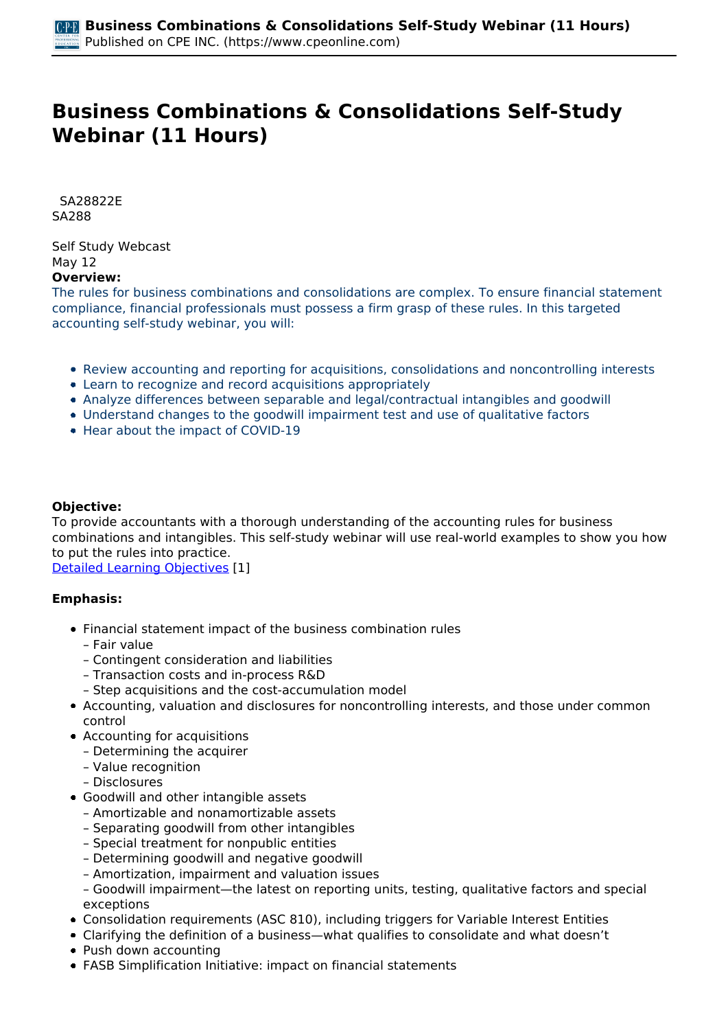# Business Combinations & Consolidations Self-Study Webinar (11 Hours)

SA28822E
SA288

Self Study Webcast
May 12

**Overview:**

The rules for business combinations and consolidations are complex. To ensure financial statement compliance, financial professionals must possess a firm grasp of these rules. In this targeted accounting self-study webinar, you will:

- Review accounting and reporting for acquisitions, consolidations and noncontrolling interests
- Learn to recognize and record acquisitions appropriately
- Analyze differences between separable and legal/contractual intangibles and goodwill
- Understand changes to the goodwill impairment test and use of qualitative factors
- Hear about the impact of COVID-19

**Objective:**

To provide accountants with a thorough understanding of the accounting rules for business combinations and intangibles. This self-study webinar will use real-world examples to show you how to put the rules into practice.
Detailed Learning Objectives [1]

**Emphasis:**

- Financial statement impact of the business combination rules
  – Fair value
  – Contingent consideration and liabilities
  – Transaction costs and in-process R&D
  – Step acquisitions and the cost-accumulation model
- Accounting, valuation and disclosures for noncontrolling interests, and those under common control
- Accounting for acquisitions
  – Determining the acquirer
  – Value recognition
  – Disclosures
- Goodwill and other intangible assets
  – Amortizable and nonamortizable assets
  – Separating goodwill from other intangibles
  – Special treatment for nonpublic entities
  – Determining goodwill and negative goodwill
  – Amortization, impairment and valuation issues
  – Goodwill impairment—the latest on reporting units, testing, qualitative factors and special exceptions
- Consolidation requirements (ASC 810), including triggers for Variable Interest Entities
- Clarifying the definition of a business—what qualifies to consolidate and what doesn't
- Push down accounting
- FASB Simplification Initiative: impact on financial statements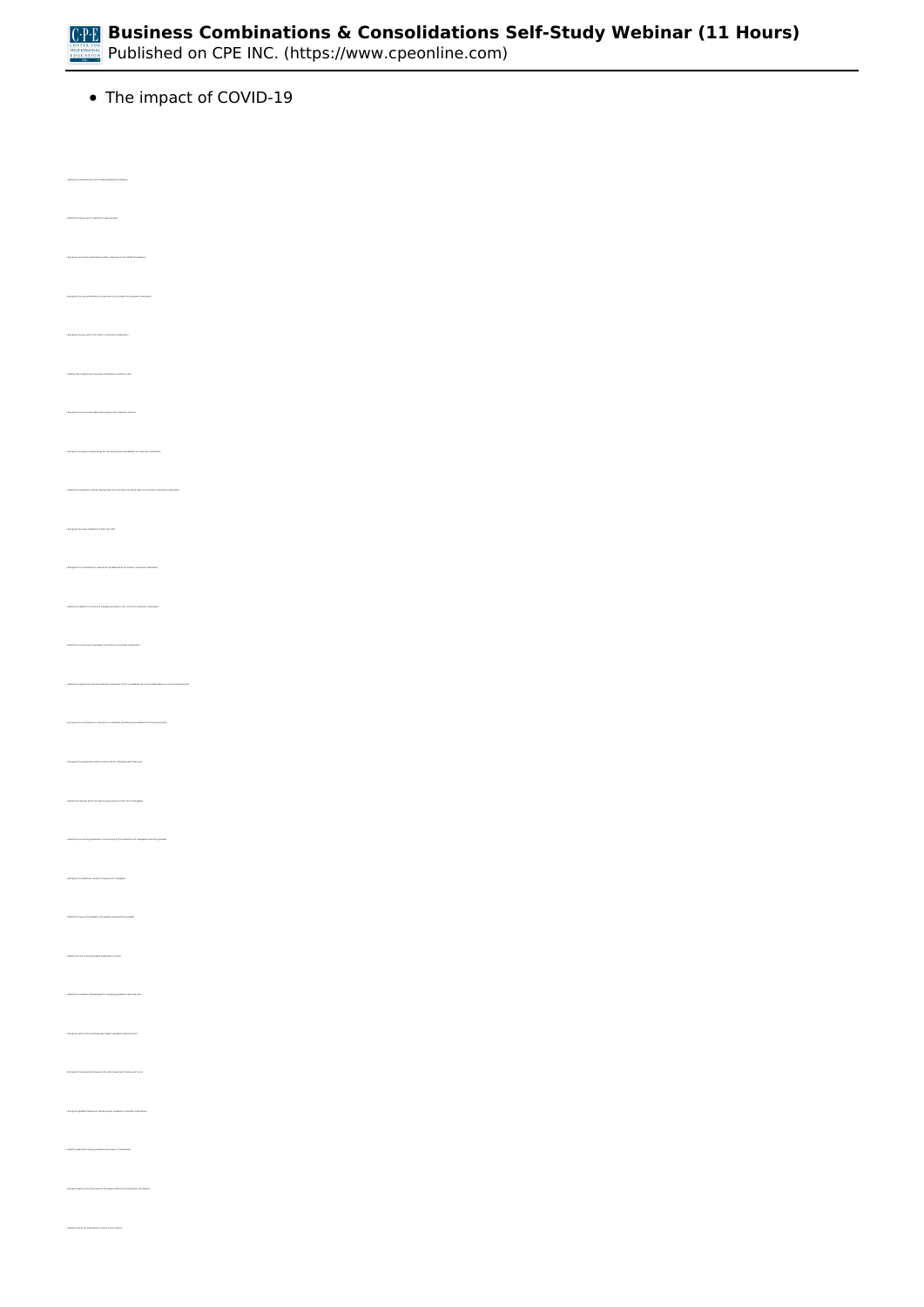- The impact of COVID-19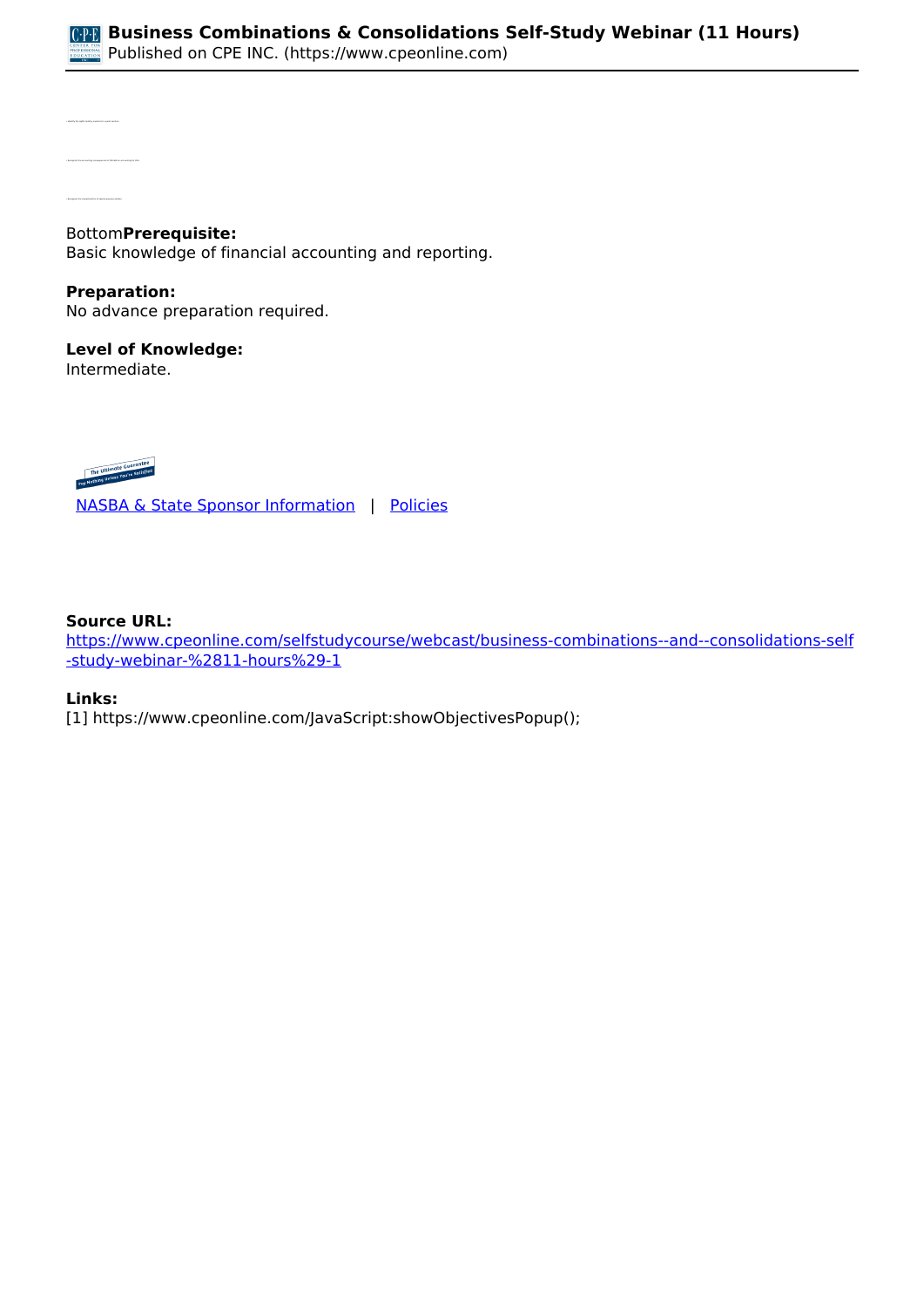Bottom**Prerequisite:**
Basic knowledge of financial accounting and reporting.

**Preparation:**
No advance preparation required.

**Level of Knowledge:**
Intermediate.

NASBA & State Sponsor Information | Policies

**Source URL:**
https://www.cpeonline.com/selfstudycourse/webcast/business-combinations--and--consolidations-self-study-webinar-%2811-hours%29-1

**Links:**
[1] https://www.cpeonline.com/JavaScript:showObjectivesPopup();